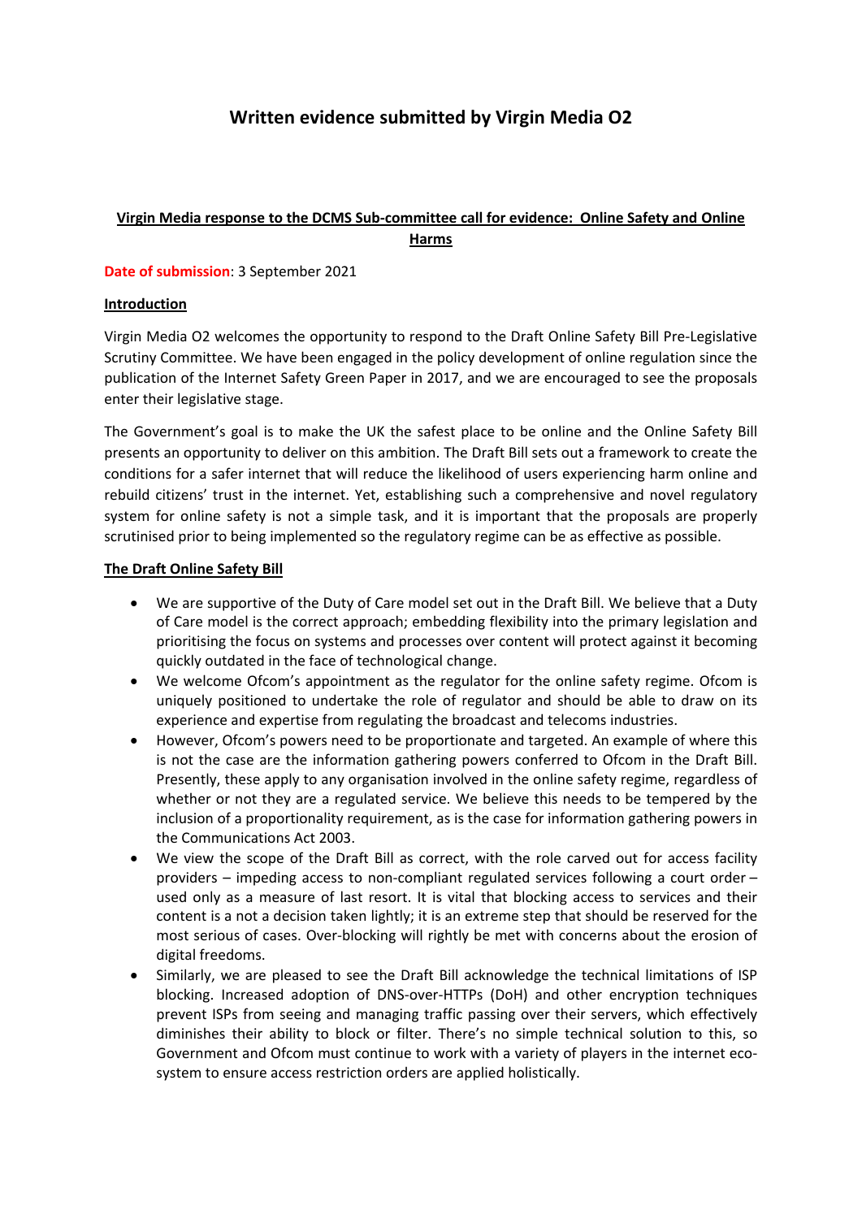# Written evidence submitted by Virgin Media O2

## Virgin Media response to the DCMS Sub-committee call for evidence: Online Safety and Online Harms

**Date of submission**: 3 September 2021

### Introduction

Virgin Media O2 welcomes the opportunity to respond to the Draft Online Safety Bill Pre-Legislative Scrutiny Committee. We have been engaged in the policy development of online regulation since the publication of the Internet Safety Green Paper in 2017, and we are encouraged to see the proposals enter their legislative stage.

The Government's goal is to make the UK the safest place to be online and the Online Safety Bill presents an opportunity to deliver on this ambition. The Draft Bill sets out a framework to create the conditions for a safer internet that will reduce the likelihood of users experiencing harm online and rebuild citizens' trust in the internet. Yet, establishing such a comprehensive and novel regulatory system for online safety is not a simple task, and it is important that the proposals are properly scrutinised prior to being implemented so the regulatory regime can be as effective as possible.

### The Draft Online Safety Bill

- We are supportive of the Duty of Care model set out in the Draft Bill. We believe that a Duty of Care model is the correct approach; embedding flexibility into the primary legislation and prioritising the focus on systems and processes over content will protect against it becoming quickly outdated in the face of technological change.
- We welcome Ofcom's appointment as the regulator for the online safety regime. Ofcom is uniquely positioned to undertake the role of regulator and should be able to draw on its experience and expertise from regulating the broadcast and telecoms industries.
- However, Ofcom's powers need to be proportionate and targeted. An example of where this is not the case are the information gathering powers conferred to Ofcom in the Draft Bill. Presently, these apply to any organisation involved in the online safety regime, regardless of whether or not they are a regulated service. We believe this needs to be tempered by the inclusion of a proportionality requirement, as is the case for information gathering powers in the Communications Act 2003.
- We view the scope of the Draft Bill as correct, with the role carved out for access facility providers – impeding access to non-compliant regulated services following a court order – used only as a measure of last resort. It is vital that blocking access to services and their content is a not a decision taken lightly; it is an extreme step that should be reserved for the most serious of cases. Over-blocking will rightly be met with concerns about the erosion of digital freedoms.
- Similarly, we are pleased to see the Draft Bill acknowledge the technical limitations of ISP blocking. Increased adoption of DNS-over-HTTPs (DoH) and other encryption techniques prevent ISPs from seeing and managing traffic passing over their servers, which effectively diminishes their ability to block or filter. There's no simple technical solution to this, so Government and Ofcom must continue to work with a variety of players in the internet eco-system to ensure access restriction orders are applied holistically.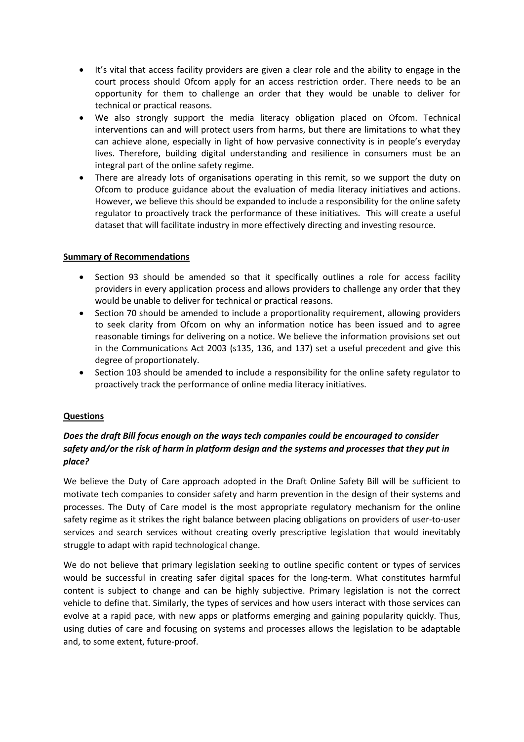- It's vital that access facility providers are given a clear role and the ability to engage in the court process should Ofcom apply for an access restriction order. There needs to be an opportunity for them to challenge an order that they would be unable to deliver for technical or practical reasons.
- We also strongly support the media literacy obligation placed on Ofcom. Technical interventions can and will protect users from harms, but there are limitations to what they can achieve alone, especially in light of how pervasive connectivity is in people's everyday lives. Therefore, building digital understanding and resilience in consumers must be an integral part of the online safety regime.
- There are already lots of organisations operating in this remit, so we support the duty on Ofcom to produce guidance about the evaluation of media literacy initiatives and actions. However, we believe this should be expanded to include a responsibility for the online safety regulator to proactively track the performance of these initiatives. This will create a useful dataset that will facilitate industry in more effectively directing and investing resource.

**Summary of Recommendations**

- Section 93 should be amended so that it specifically outlines a role for access facility providers in every application process and allows providers to challenge any order that they would be unable to deliver for technical or practical reasons.
- Section 70 should be amended to include a proportionality requirement, allowing providers to seek clarity from Ofcom on why an information notice has been issued and to agree reasonable timings for delivering on a notice. We believe the information provisions set out in the Communications Act 2003 (s135, 136, and 137) set a useful precedent and give this degree of proportionately.
- Section 103 should be amended to include a responsibility for the online safety regulator to proactively track the performance of online media literacy initiatives.

**Questions**

***Does the draft Bill focus enough on the ways tech companies could be encouraged to consider safety and/or the risk of harm in platform design and the systems and processes that they put in place?***

We believe the Duty of Care approach adopted in the Draft Online Safety Bill will be sufficient to motivate tech companies to consider safety and harm prevention in the design of their systems and processes. The Duty of Care model is the most appropriate regulatory mechanism for the online safety regime as it strikes the right balance between placing obligations on providers of user-to-user services and search services without creating overly prescriptive legislation that would inevitably struggle to adapt with rapid technological change.

We do not believe that primary legislation seeking to outline specific content or types of services would be successful in creating safer digital spaces for the long-term. What constitutes harmful content is subject to change and can be highly subjective. Primary legislation is not the correct vehicle to define that. Similarly, the types of services and how users interact with those services can evolve at a rapid pace, with new apps or platforms emerging and gaining popularity quickly. Thus, using duties of care and focusing on systems and processes allows the legislation to be adaptable and, to some extent, future-proof.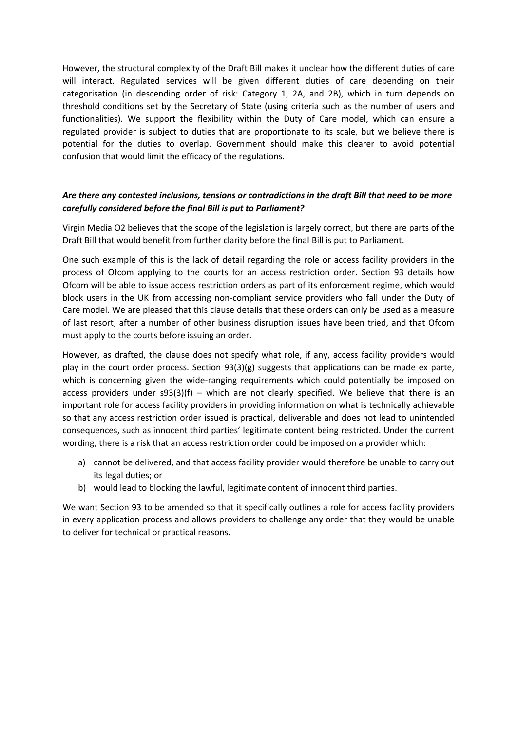However, the structural complexity of the Draft Bill makes it unclear how the different duties of care will interact. Regulated services will be given different duties of care depending on their categorisation (in descending order of risk: Category 1, 2A, and 2B), which in turn depends on threshold conditions set by the Secretary of State (using criteria such as the number of users and functionalities). We support the flexibility within the Duty of Care model, which can ensure a regulated provider is subject to duties that are proportionate to its scale, but we believe there is potential for the duties to overlap. Government should make this clearer to avoid potential confusion that would limit the efficacy of the regulations.

***Are there any contested inclusions, tensions or contradictions in the draft Bill that need to be more carefully considered before the final Bill is put to Parliament?***

Virgin Media O2 believes that the scope of the legislation is largely correct, but there are parts of the Draft Bill that would benefit from further clarity before the final Bill is put to Parliament.

One such example of this is the lack of detail regarding the role or access facility providers in the process of Ofcom applying to the courts for an access restriction order. Section 93 details how Ofcom will be able to issue access restriction orders as part of its enforcement regime, which would block users in the UK from accessing non-compliant service providers who fall under the Duty of Care model. We are pleased that this clause details that these orders can only be used as a measure of last resort, after a number of other business disruption issues have been tried, and that Ofcom must apply to the courts before issuing an order.

However, as drafted, the clause does not specify what role, if any, access facility providers would play in the court order process. Section 93(3)(g) suggests that applications can be made ex parte, which is concerning given the wide-ranging requirements which could potentially be imposed on access providers under s93(3)(f) – which are not clearly specified. We believe that there is an important role for access facility providers in providing information on what is technically achievable so that any access restriction order issued is practical, deliverable and does not lead to unintended consequences, such as innocent third parties' legitimate content being restricted. Under the current wording, there is a risk that an access restriction order could be imposed on a provider which:

a) cannot be delivered, and that access facility provider would therefore be unable to carry out its legal duties; or
b) would lead to blocking the lawful, legitimate content of innocent third parties.

We want Section 93 to be amended so that it specifically outlines a role for access facility providers in every application process and allows providers to challenge any order that they would be unable to deliver for technical or practical reasons.